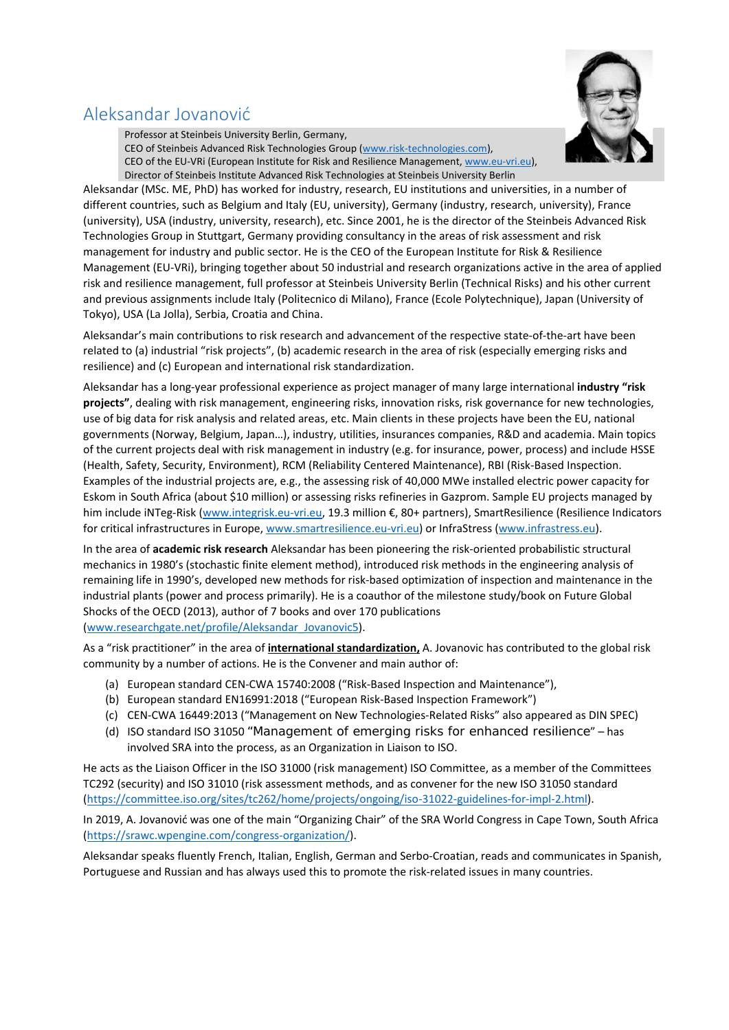# Aleksandar Jovanović

Professor at Steinbeis University Berlin, Germany,
CEO of Steinbeis Advanced Risk Technologies Group (www.risk-technologies.com),
CEO of the EU-VRi (European Institute for Risk and Resilience Management, www.eu-vri.eu),
Director of Steinbeis Institute Advanced Risk Technologies at Steinbeis University Berlin

Aleksandar (MSc. ME, PhD) has worked for industry, research, EU institutions and universities, in a number of different countries, such as Belgium and Italy (EU, university), Germany (industry, research, university), France (university), USA (industry, university, research), etc. Since 2001, he is the director of the Steinbeis Advanced Risk Technologies Group in Stuttgart, Germany providing consultancy in the areas of risk assessment and risk management for industry and public sector. He is the CEO of the European Institute for Risk & Resilience Management (EU-VRi), bringing together about 50 industrial and research organizations active in the area of applied risk and resilience management, full professor at Steinbeis University Berlin (Technical Risks) and his other current and previous assignments include Italy (Politecnico di Milano), France (Ecole Polytechnique), Japan (University of Tokyo), USA (La Jolla), Serbia, Croatia and China.

Aleksandar's main contributions to risk research and advancement of the respective state-of-the-art have been related to (a) industrial "risk projects", (b) academic research in the area of risk (especially emerging risks and resilience) and (c) European and international risk standardization.

Aleksandar has a long-year professional experience as project manager of many large international **industry "risk projects"**, dealing with risk management, engineering risks, innovation risks, risk governance for new technologies, use of big data for risk analysis and related areas, etc. Main clients in these projects have been the EU, national governments (Norway, Belgium, Japan…), industry, utilities, insurances companies, R&D and academia. Main topics of the current projects deal with risk management in industry (e.g. for insurance, power, process) and include HSSE (Health, Safety, Security, Environment), RCM (Reliability Centered Maintenance), RBI (Risk-Based Inspection. Examples of the industrial projects are, e.g., the assessing risk of 40,000 MWe installed electric power capacity for Eskom in South Africa (about $10 million) or assessing risks refineries in Gazprom. Sample EU projects managed by him include iNTeg-Risk (www.integrisk.eu-vri.eu, 19.3 million €, 80+ partners), SmartResilience (Resilience Indicators for critical infrastructures in Europe, www.smartresilience.eu-vri.eu) or InfraStress (www.infrastress.eu).

In the area of **academic risk research** Aleksandar has been pioneering the risk-oriented probabilistic structural mechanics in 1980's (stochastic finite element method), introduced risk methods in the engineering analysis of remaining life in 1990's, developed new methods for risk-based optimization of inspection and maintenance in the industrial plants (power and process primarily). He is a coauthor of the milestone study/book on Future Global Shocks of the OECD (2013), author of 7 books and over 170 publications (www.researchgate.net/profile/Aleksandar_Jovanovic5).

As a "risk practitioner" in the area of **international standardization,** A. Jovanovic has contributed to the global risk community by a number of actions. He is the Convener and main author of:

(a) European standard CEN-CWA 15740:2008 ("Risk-Based Inspection and Maintenance"),
(b) European standard EN16991:2018 ("European Risk-Based Inspection Framework")
(c) CEN-CWA 16449:2013 ("Management on New Technologies-Related Risks" also appeared as DIN SPEC)
(d) ISO standard ISO 31050 "Management of emerging risks for enhanced resilience" – has involved SRA into the process, as an Organization in Liaison to ISO.

He acts as the Liaison Officer in the ISO 31000 (risk management) ISO Committee, as a member of the Committees TC292 (security) and ISO 31010 (risk assessment methods, and as convener for the new ISO 31050 standard (https://committee.iso.org/sites/tc262/home/projects/ongoing/iso-31022-guidelines-for-impl-2.html).

In 2019, A. Jovanović was one of the main "Organizing Chair" of the SRA World Congress in Cape Town, South Africa (https://srawc.wpengine.com/congress-organization/).

Aleksandar speaks fluently French, Italian, English, German and Serbo-Croatian, reads and communicates in Spanish, Portuguese and Russian and has always used this to promote the risk-related issues in many countries.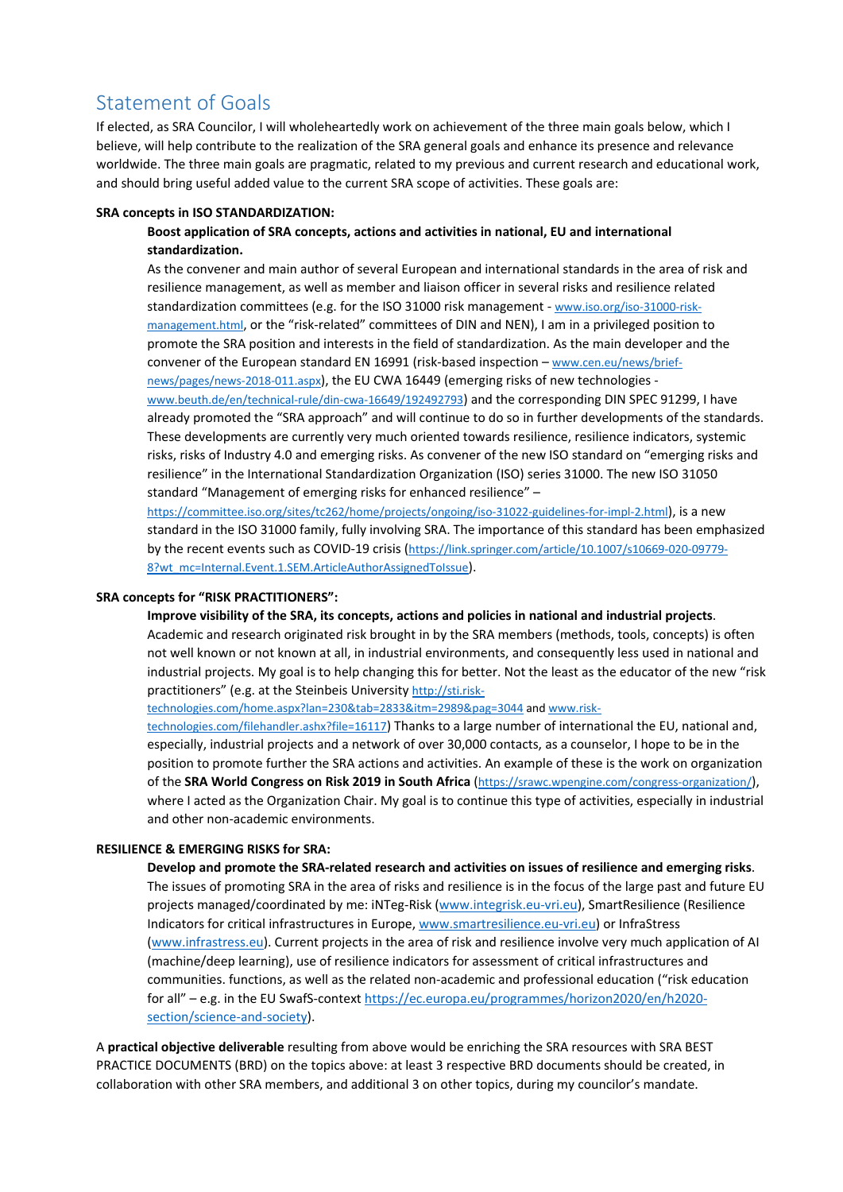## Statement of Goals

If elected, as SRA Councilor, I will wholeheartedly work on achievement of the three main goals below, which I believe, will help contribute to the realization of the SRA general goals and enhance its presence and relevance worldwide. The three main goals are pragmatic, related to my previous and current research and educational work, and should bring useful added value to the current SRA scope of activities. These goals are:

**SRA concepts in ISO STANDARDIZATION:**

> **Boost application of SRA concepts, actions and activities in national, EU and international standardization.**
>
> As the convener and main author of several European and international standards in the area of risk and resilience management, as well as member and liaison officer in several risks and resilience related standardization committees (e.g. for the ISO 31000 risk management - www.iso.org/iso-31000-risk-management.html, or the "risk-related" committees of DIN and NEN), I am in a privileged position to promote the SRA position and interests in the field of standardization. As the main developer and the convener of the European standard EN 16991 (risk-based inspection – www.cen.eu/news/brief-news/pages/news-2018-011.aspx), the EU CWA 16449 (emerging risks of new technologies - www.beuth.de/en/technical-rule/din-cwa-16649/192492793) and the corresponding DIN SPEC 91299, I have already promoted the "SRA approach" and will continue to do so in further developments of the standards. These developments are currently very much oriented towards resilience, resilience indicators, systemic risks, risks of Industry 4.0 and emerging risks. As convener of the new ISO standard on "emerging risks and resilience" in the International Standardization Organization (ISO) series 31000. The new ISO 31050 standard "Management of emerging risks for enhanced resilience" – https://committee.iso.org/sites/tc262/home/projects/ongoing/iso-31022-guidelines-for-impl-2.html), is a new standard in the ISO 31000 family, fully involving SRA. The importance of this standard has been emphasized by the recent events such as COVID-19 crisis (https://link.springer.com/article/10.1007/s10669-020-09779-8?wt_mc=Internal.Event.1.SEM.ArticleAuthorAssignedToIssue).

**SRA concepts for "RISK PRACTITIONERS":**

> **Improve visibility of the SRA, its concepts, actions and policies in national and industrial projects**.
>
> Academic and research originated risk brought in by the SRA members (methods, tools, concepts) is often not well known or not known at all, in industrial environments, and consequently less used in national and industrial projects. My goal is to help changing this for better. Not the least as the educator of the new "risk practitioners" (e.g. at the Steinbeis University http://sti.risk-technologies.com/home.aspx?lan=230&tab=2833&itm=2989&pag=3044 and www.risk-technologies.com/filehandler.ashx?file=16117) Thanks to a large number of international the EU, national and, especially, industrial projects and a network of over 30,000 contacts, as a counselor, I hope to be in the position to promote further the SRA actions and activities. An example of these is the work on organization of the **SRA World Congress on Risk 2019 in South Africa** (https://srawc.wpengine.com/congress-organization/), where I acted as the Organization Chair. My goal is to continue this type of activities, especially in industrial and other non-academic environments.

**RESILIENCE & EMERGING RISKS for SRA:**

> **Develop and promote the SRA-related research and activities on issues of resilience and emerging risks**.
>
> The issues of promoting SRA in the area of risks and resilience is in the focus of the large past and future EU projects managed/coordinated by me: iNTeg-Risk (www.integrisk.eu-vri.eu), SmartResilience (Resilience Indicators for critical infrastructures in Europe, www.smartresilience.eu-vri.eu) or InfraStress (www.infrastress.eu). Current projects in the area of risk and resilience involve very much application of AI (machine/deep learning), use of resilience indicators for assessment of critical infrastructures and communities. functions, as well as the related non-academic and professional education ("risk education for all" – e.g. in the EU SwafS-context https://ec.europa.eu/programmes/horizon2020/en/h2020-section/science-and-society).

A **practical objective deliverable** resulting from above would be enriching the SRA resources with SRA BEST PRACTICE DOCUMENTS (BRD) on the topics above: at least 3 respective BRD documents should be created, in collaboration with other SRA members, and additional 3 on other topics, during my councilor's mandate.